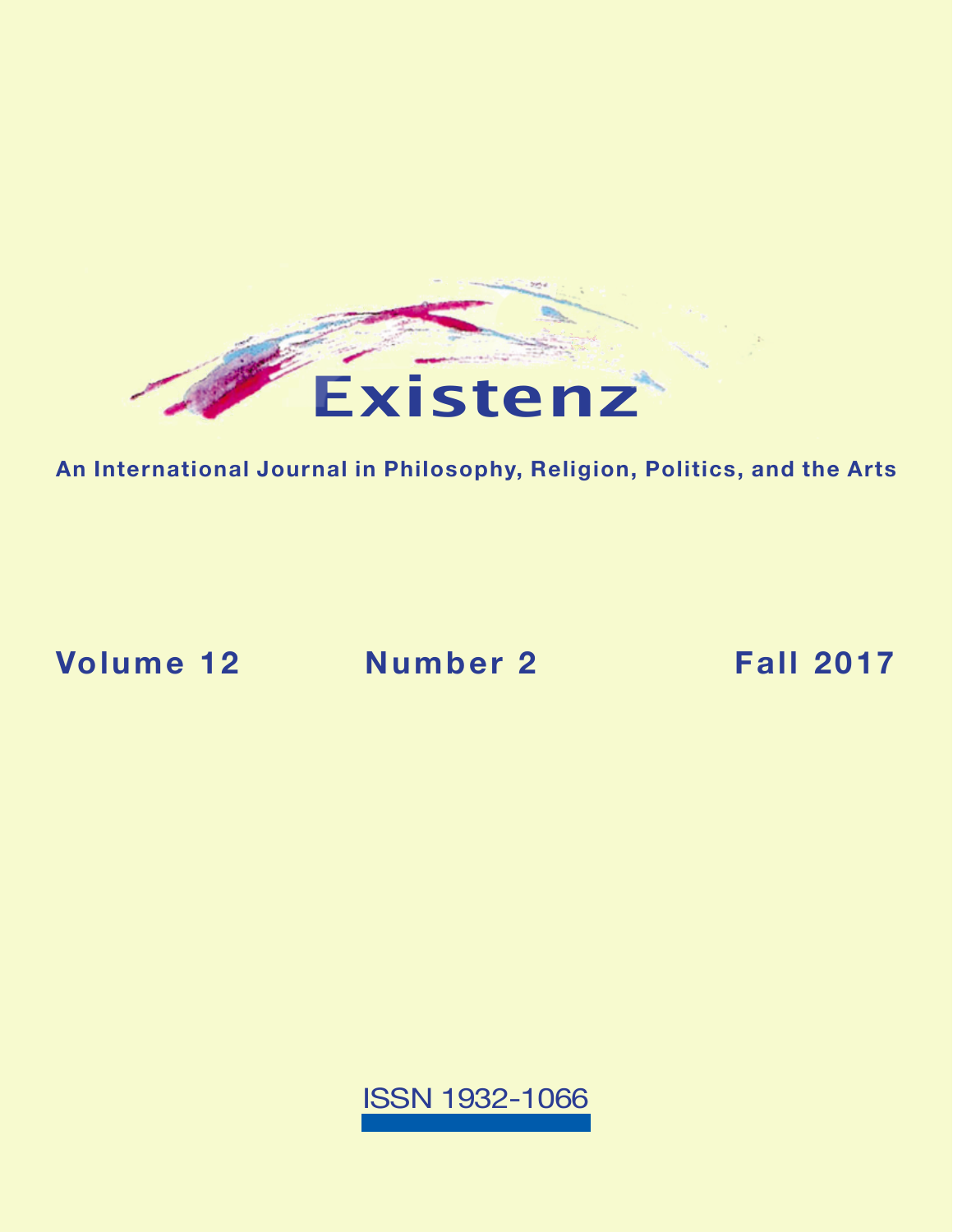# Existenz

**An International Journal in Philosophy, Religion, Politics, and the Arts**

**Volume 12** **Number 2** **Fall 2017**

ISSN 1932-1066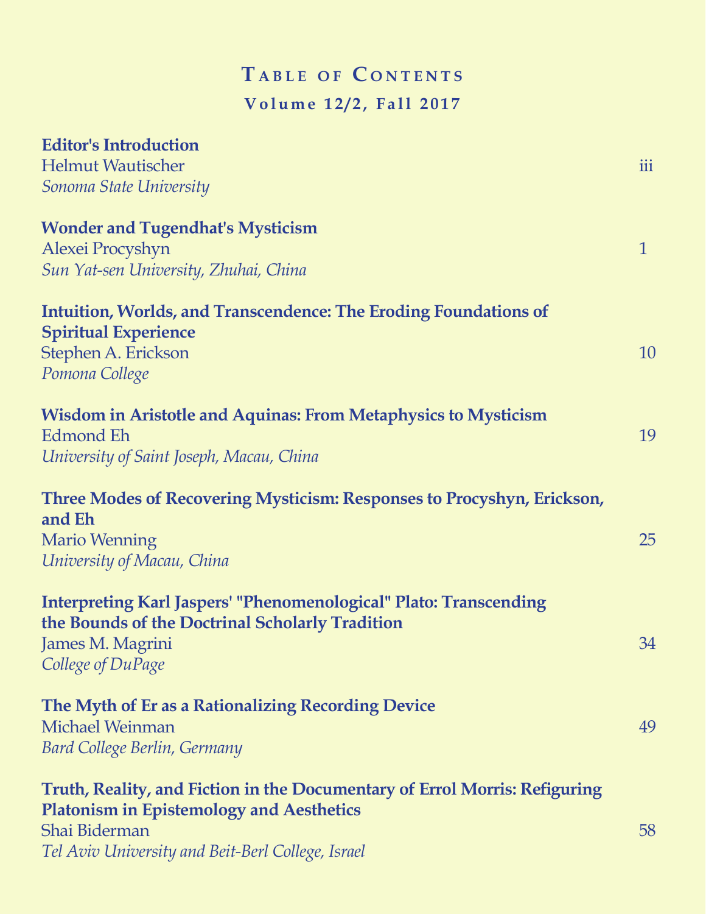# Table of Contents

## Volume 12/2, Fall 2017

**Editor's Introduction**
Helmut Wautischer
*Sonoma State University*
iii

**Wonder and Tugendhat's Mysticism**
Alexei Procyshyn
*Sun Yat-sen University, Zhuhai, China*
1

**Intuition, Worlds, and Transcendence: The Eroding Foundations of Spiritual Experience**
Stephen A. Erickson
*Pomona College*
10

**Wisdom in Aristotle and Aquinas: From Metaphysics to Mysticism**
Edmond Eh
*University of Saint Joseph, Macau, China*
19

**Three Modes of Recovering Mysticism: Responses to Procyshyn, Erickson, and Eh**
Mario Wenning
*University of Macau, China*
25

**Interpreting Karl Jaspers' "Phenomenological" Plato: Transcending the Bounds of the Doctrinal Scholarly Tradition**
James M. Magrini
*College of DuPage*
34

**The Myth of Er as a Rationalizing Recording Device**
Michael Weinman
*Bard College Berlin, Germany*
49

**Truth, Reality, and Fiction in the Documentary of Errol Morris: Refiguring Platonism in Epistemology and Aesthetics**
Shai Biderman
*Tel Aviv University and Beit-Berl College, Israel*
58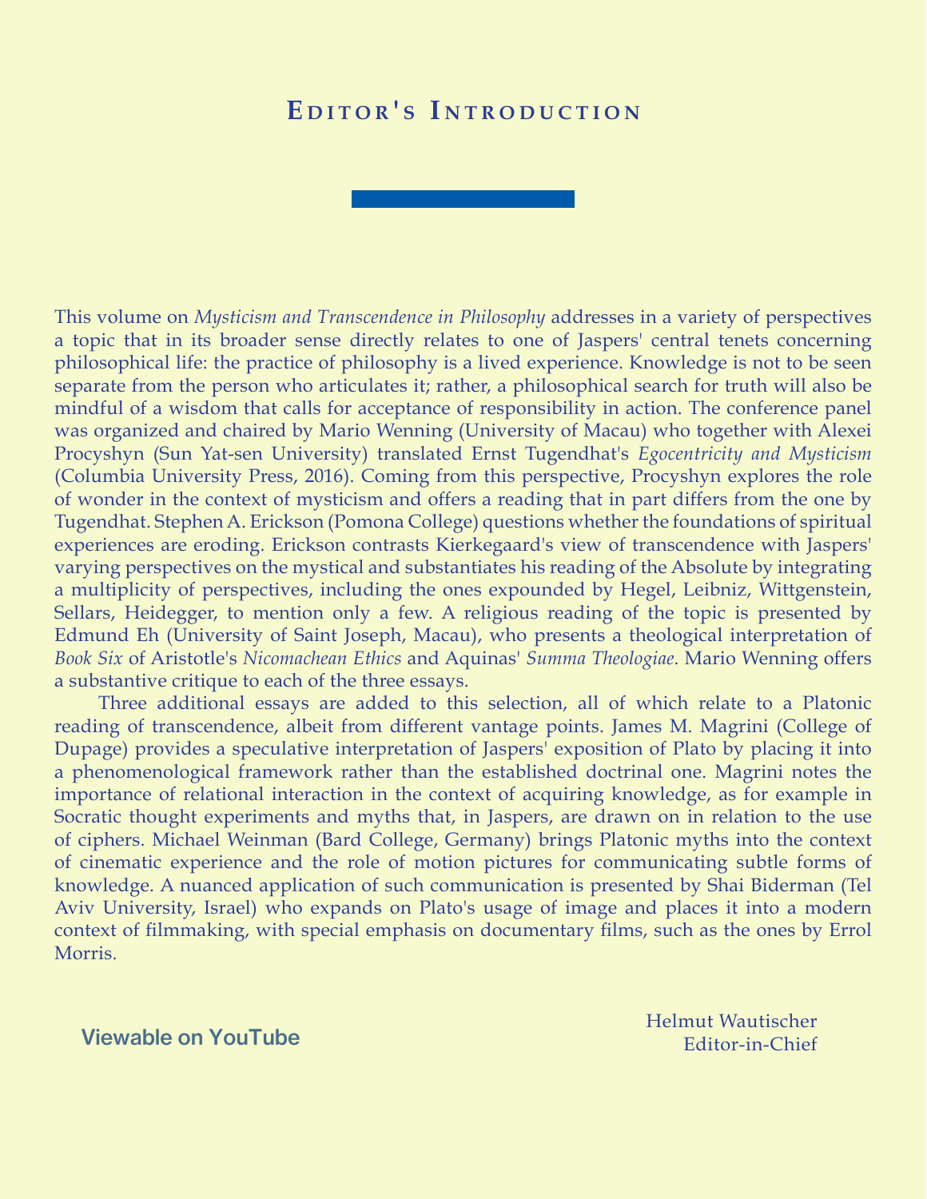# Editor's Introduction

This volume on *Mysticism and Transcendence in Philosophy* addresses in a variety of perspectives a topic that in its broader sense directly relates to one of Jaspers' central tenets concerning philosophical life: the practice of philosophy is a lived experience. Knowledge is not to be seen separate from the person who articulates it; rather, a philosophical search for truth will also be mindful of a wisdom that calls for acceptance of responsibility in action. The conference panel was organized and chaired by Mario Wenning (University of Macau) who together with Alexei Procyshyn (Sun Yat-sen University) translated Ernst Tugendhat's *Egocentricity and Mysticism* (Columbia University Press, 2016). Coming from this perspective, Procyshyn explores the role of wonder in the context of mysticism and offers a reading that in part differs from the one by Tugendhat. Stephen A. Erickson (Pomona College) questions whether the foundations of spiritual experiences are eroding. Erickson contrasts Kierkegaard's view of transcendence with Jaspers' varying perspectives on the mystical and substantiates his reading of the Absolute by integrating a multiplicity of perspectives, including the ones expounded by Hegel, Leibniz, Wittgenstein, Sellars, Heidegger, to mention only a few. A religious reading of the topic is presented by Edmund Eh (University of Saint Joseph, Macau), who presents a theological interpretation of *Book Six* of Aristotle's *Nicomachean Ethics* and Aquinas' *Summa Theologiae*. Mario Wenning offers a substantive critique to each of the three essays.

Three additional essays are added to this selection, all of which relate to a Platonic reading of transcendence, albeit from different vantage points. James M. Magrini (College of Dupage) provides a speculative interpretation of Jaspers' exposition of Plato by placing it into a phenomenological framework rather than the established doctrinal one. Magrini notes the importance of relational interaction in the context of acquiring knowledge, as for example in Socratic thought experiments and myths that, in Jaspers, are drawn on in relation to the use of ciphers. Michael Weinman (Bard College, Germany) brings Platonic myths into the context of cinematic experience and the role of motion pictures for communicating subtle forms of knowledge. A nuanced application of such communication is presented by Shai Biderman (Tel Aviv University, Israel) who expands on Plato's usage of image and places it into a modern context of filmmaking, with special emphasis on documentary films, such as the ones by Errol Morris.

Viewable on YouTube

Helmut Wautischer
Editor-in-Chief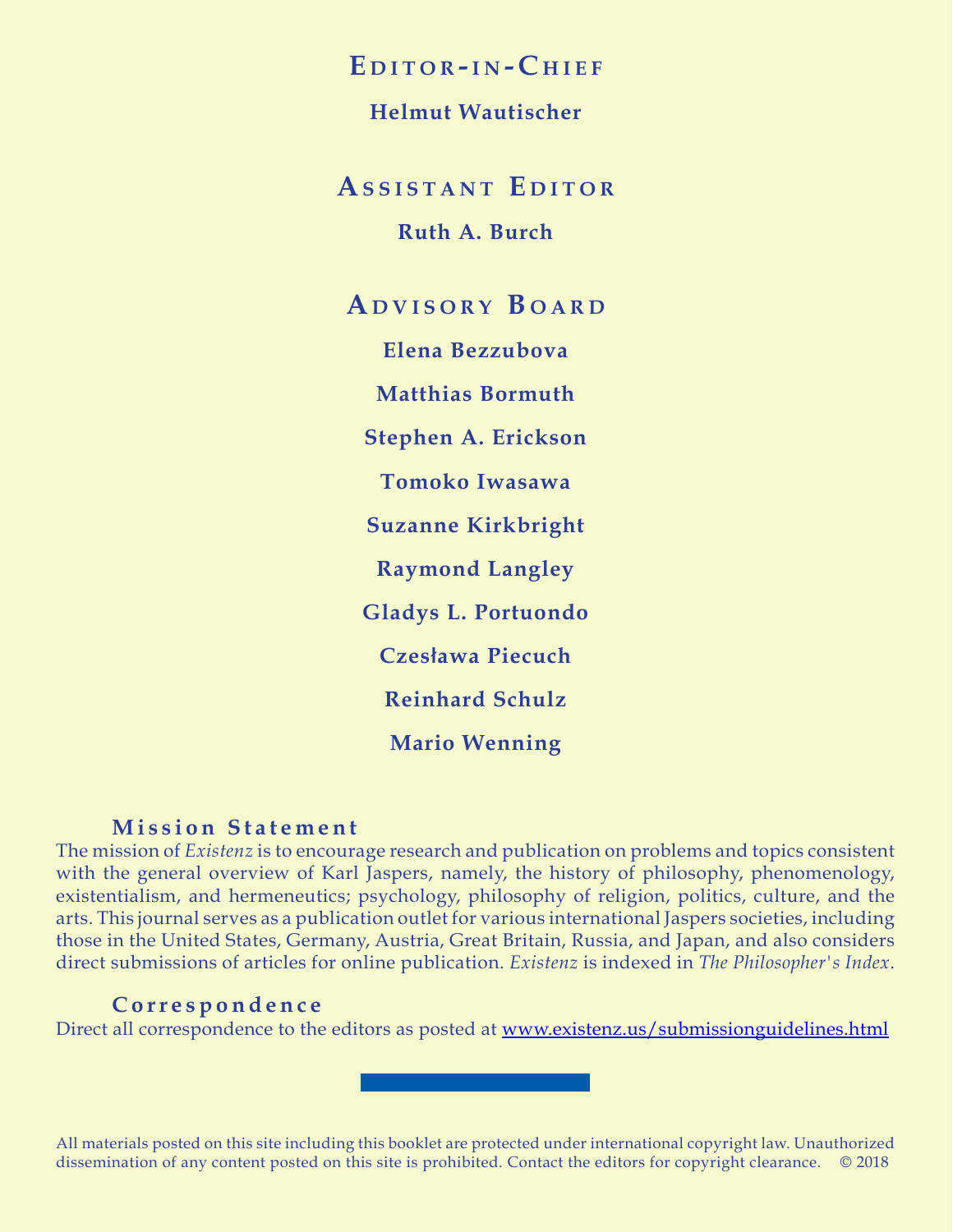## Editor-in-Chief

**Helmut Wautischer**

## Assistant Editor

**Ruth A. Burch**

## Advisory Board

**Elena Bezzubova**

**Matthias Bormuth**

**Stephen A. Erickson**

**Tomoko Iwasawa**

**Suzanne Kirkbright**

**Raymond Langley**

**Gladys L. Portuondo**

**Czesława Piecuch**

**Reinhard Schulz**

**Mario Wenning**

### Mission Statement

The mission of *Existenz* is to encourage research and publication on problems and topics consistent with the general overview of Karl Jaspers, namely, the history of philosophy, phenomenology, existentialism, and hermeneutics; psychology, philosophy of religion, politics, culture, and the arts. This journal serves as a publication outlet for various international Jaspers societies, including those in the United States, Germany, Austria, Great Britain, Russia, and Japan, and also considers direct submissions of articles for online publication. *Existenz* is indexed in *The Philosopher's Index*.

### Correspondence

Direct all correspondence to the editors as posted at www.existenz.us/submissionguidelines.html

All materials posted on this site including this booklet are protected under international copyright law. Unauthorized dissemination of any content posted on this site is prohibited. Contact the editors for copyright clearance. © 2018